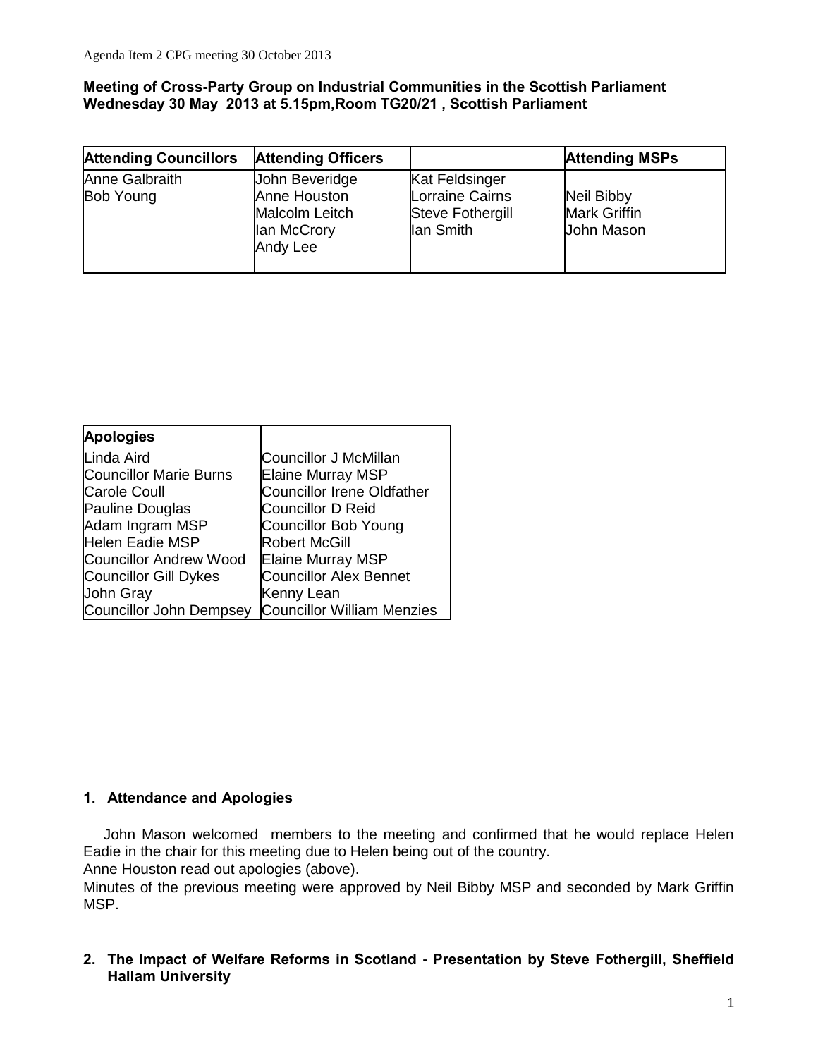Agenda Item 2 CPG meeting 30 October 2013

**Meeting of Cross-Party Group on Industrial Communities in the Scottish Parliament**
**Wednesday 30 May 2013 at 5.15pm,Room TG20/21 , Scottish Parliament**

| Attending Councillors | Attending Officers | | Attending MSPs |
|---|---|---|---|
| Anne Galbraith<br>Bob Young | John Beveridge<br>Anne Houston<br>Malcolm Leitch<br>Ian McCrory<br>Andy Lee | Kat Feldsinger<br>Lorraine Cairns<br>Steve Fothergill<br>Ian Smith | Neil Bibby<br>Mark Griffin<br>John Mason |

| Apologies | |
|---|---|
| Linda Aird | Councillor J McMillan |
| Councillor Marie Burns | Elaine Murray MSP |
| Carole Coull | Councillor Irene Oldfather |
| Pauline Douglas | Councillor D Reid |
| Adam Ingram MSP | Councillor Bob Young |
| Helen Eadie MSP | Robert McGill |
| Councillor Andrew Wood | Elaine Murray MSP |
| Councillor Gill Dykes | Councillor Alex Bennet |
| John Gray | Kenny Lean |
| Councillor John Dempsey | Councillor William Menzies |

### 1. Attendance and Apologies

John Mason welcomed members to the meeting and confirmed that he would replace Helen Eadie in the chair for this meeting due to Helen being out of the country.
Anne Houston read out apologies (above).
Minutes of the previous meeting were approved by Neil Bibby MSP and seconded by Mark Griffin MSP.

### 2. The Impact of Welfare Reforms in Scotland - Presentation by Steve Fothergill, Sheffield Hallam University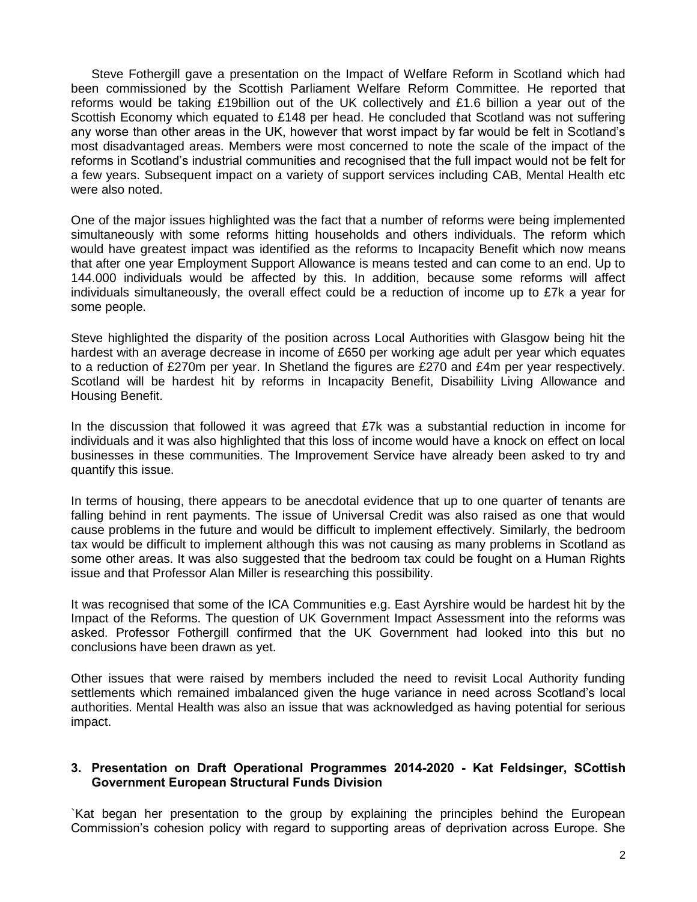Steve Fothergill gave a presentation on the Impact of Welfare Reform in Scotland which had been commissioned by the Scottish Parliament Welfare Reform Committee. He reported that reforms would be taking £19billion out of the UK collectively and £1.6 billion a year out of the Scottish Economy which equated to £148 per head. He concluded that Scotland was not suffering any worse than other areas in the UK, however that worst impact by far would be felt in Scotland's most disadvantaged areas. Members were most concerned to note the scale of the impact of the reforms in Scotland's industrial communities and recognised that the full impact would not be felt for a few years. Subsequent impact on a variety of support services including CAB, Mental Health etc were also noted.

One of the major issues highlighted was the fact that a number of reforms were being implemented simultaneously with some reforms hitting households and others individuals. The reform which would have greatest impact was identified as the reforms to Incapacity Benefit which now means that after one year Employment Support Allowance is means tested and can come to an end. Up to 144.000 individuals would be affected by this. In addition, because some reforms will affect individuals simultaneously, the overall effect could be a reduction of income up to £7k a year for some people.

Steve highlighted the disparity of the position across Local Authorities with Glasgow being hit the hardest with an average decrease in income of £650 per working age adult per year which equates to a reduction of £270m per year. In Shetland the figures are £270 and £4m per year respectively. Scotland will be hardest hit by reforms in Incapacity Benefit, Disabiliity Living Allowance and Housing Benefit.

In the discussion that followed it was agreed that £7k was a substantial reduction in income for individuals and it was also highlighted that this loss of income would have a knock on effect on local businesses in these communities. The Improvement Service have already been asked to try and quantify this issue.

In terms of housing, there appears to be anecdotal evidence that up to one quarter of tenants are falling behind in rent payments. The issue of Universal Credit was also raised as one that would cause problems in the future and would be difficult to implement effectively. Similarly, the bedroom tax would be difficult to implement although this was not causing as many problems in Scotland as some other areas. It was also suggested that the bedroom tax could be fought on a Human Rights issue and that Professor Alan Miller is researching this possibility.

It was recognised that some of the ICA Communities e.g. East Ayrshire would be hardest hit by the Impact of the Reforms. The question of UK Government Impact Assessment into the reforms was asked. Professor Fothergill confirmed that the UK Government had looked into this but no conclusions have been drawn as yet.

Other issues that were raised by members included the need to revisit Local Authority funding settlements which remained imbalanced given the huge variance in need across Scotland's local authorities. Mental Health was also an issue that was acknowledged as having potential for serious impact.

### 3. Presentation on Draft Operational Programmes 2014-2020 - Kat Feldsinger, SCottish Government European Structural Funds Division

`Kat began her presentation to the group by explaining the principles behind the European Commission's cohesion policy with regard to supporting areas of deprivation across Europe. She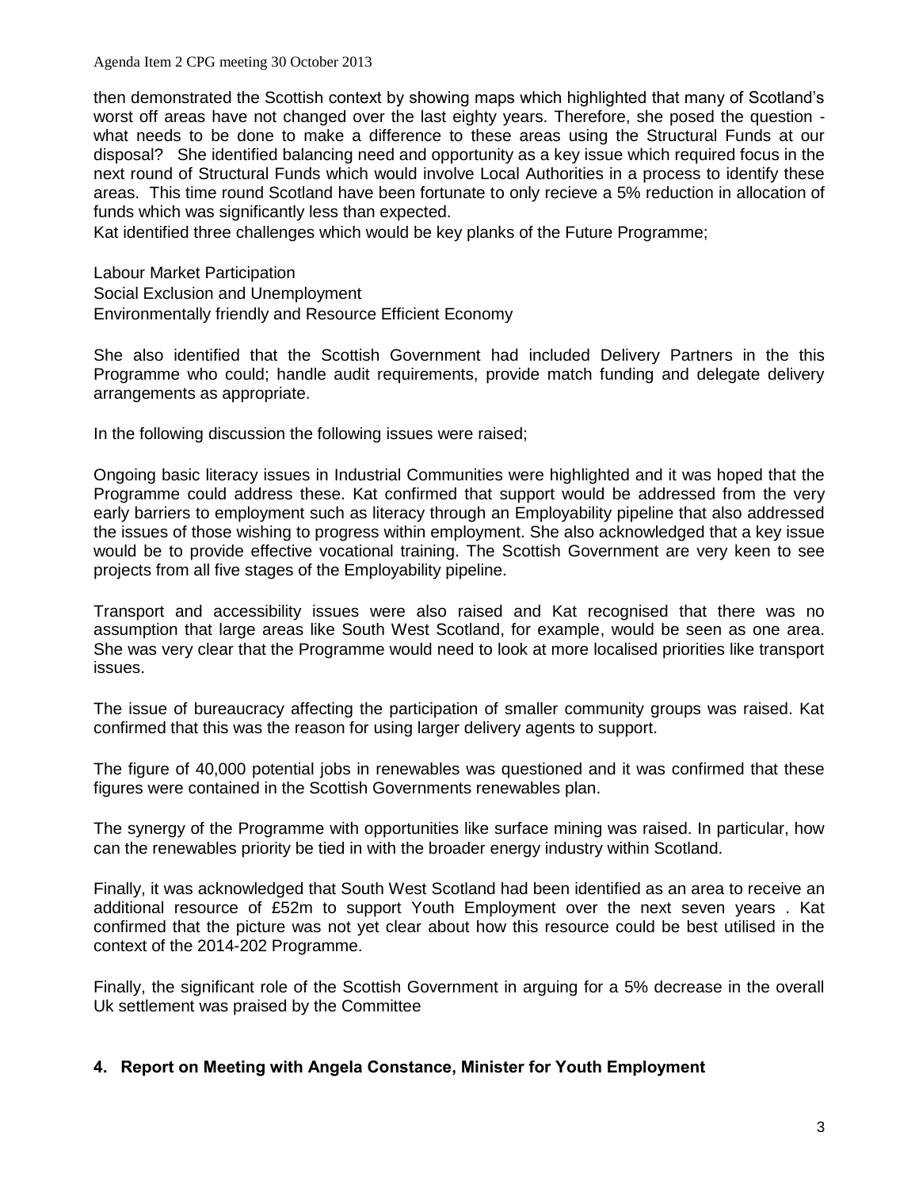then demonstrated the Scottish context by showing maps which highlighted that many of Scotland's worst off areas have not changed over the last eighty years. Therefore, she posed the question - what needs to be done to make a difference to these areas using the Structural Funds at our disposal? She identified balancing need and opportunity as a key issue which required focus in the next round of Structural Funds which would involve Local Authorities in a process to identify these areas. This time round Scotland have been fortunate to only recieve a 5% reduction in allocation of funds which was significantly less than expected.
Kat identified three challenges which would be key planks of the Future Programme;

Labour Market Participation
Social Exclusion and Unemployment
Environmentally friendly and Resource Efficient Economy

She also identified that the Scottish Government had included Delivery Partners in the this Programme who could; handle audit requirements, provide match funding and delegate delivery arrangements as appropriate.

In the following discussion the following issues were raised;

Ongoing basic literacy issues in Industrial Communities were highlighted and it was hoped that the Programme could address these. Kat confirmed that support would be addressed from the very early barriers to employment such as literacy through an Employability pipeline that also addressed the issues of those wishing to progress within employment. She also acknowledged that a key issue would be to provide effective vocational training. The Scottish Government are very keen to see projects from all five stages of the Employability pipeline.

Transport and accessibility issues were also raised and Kat recognised that there was no assumption that large areas like South West Scotland, for example, would be seen as one area. She was very clear that the Programme would need to look at more localised priorities like transport issues.

The issue of bureaucracy affecting the participation of smaller community groups was raised. Kat confirmed that this was the reason for using larger delivery agents to support.

The figure of 40,000 potential jobs in renewables was questioned and it was confirmed that these figures were contained in the Scottish Governments renewables plan.

The synergy of the Programme with opportunities like surface mining was raised. In particular, how can the renewables priority be tied in with the broader energy industry within Scotland.

Finally, it was acknowledged that South West Scotland had been identified as an area to receive an additional resource of £52m to support Youth Employment over the next seven years . Kat confirmed that the picture was not yet clear about how this resource could be best utilised in the context of the 2014-202 Programme.

Finally, the significant role of the Scottish Government in arguing for a 5% decrease in the overall Uk settlement was praised by the Committee

## 4. Report on Meeting with Angela Constance, Minister for Youth Employment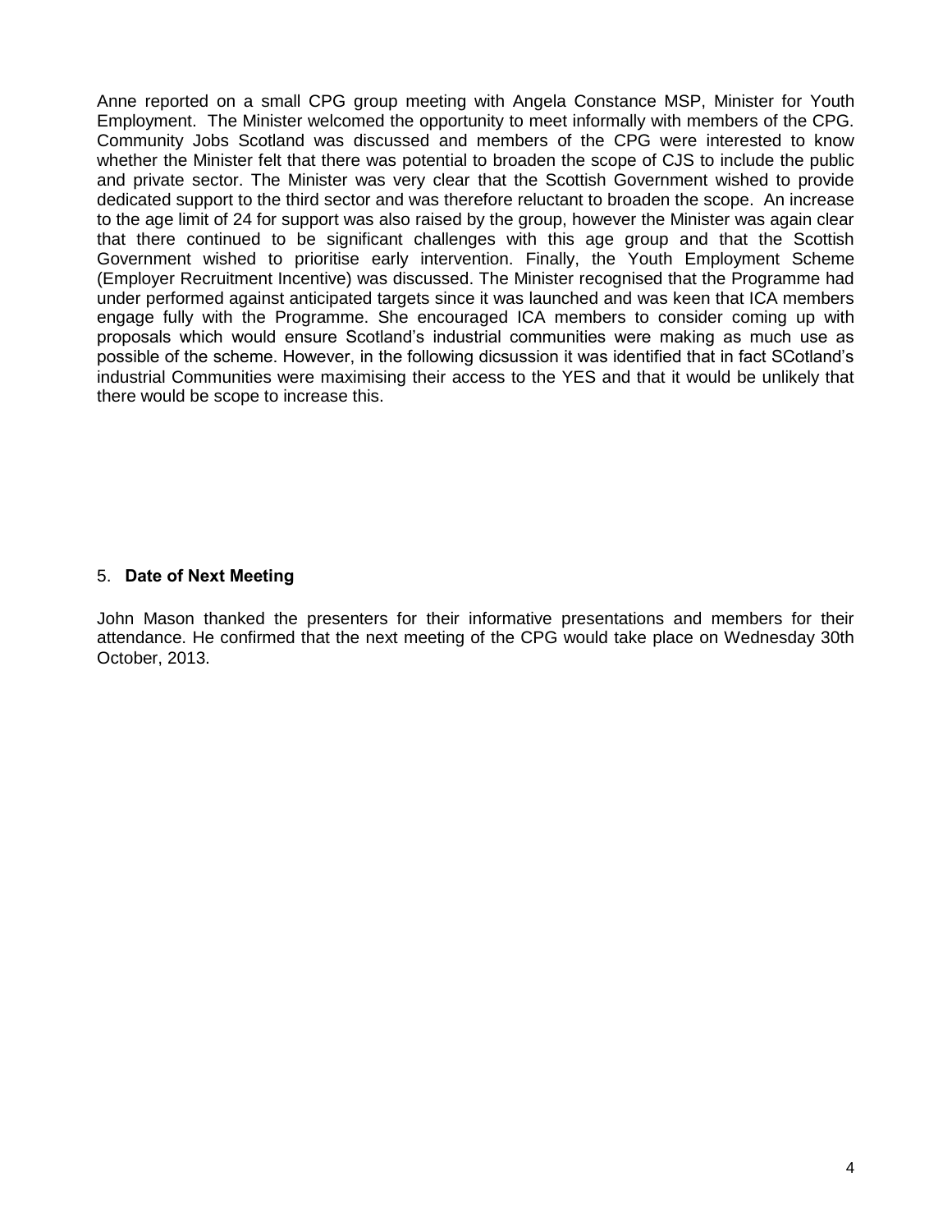Anne reported on a small CPG group meeting with Angela Constance MSP, Minister for Youth Employment. The Minister welcomed the opportunity to meet informally with members of the CPG. Community Jobs Scotland was discussed and members of the CPG were interested to know whether the Minister felt that there was potential to broaden the scope of CJS to include the public and private sector. The Minister was very clear that the Scottish Government wished to provide dedicated support to the third sector and was therefore reluctant to broaden the scope. An increase to the age limit of 24 for support was also raised by the group, however the Minister was again clear that there continued to be significant challenges with this age group and that the Scottish Government wished to prioritise early intervention. Finally, the Youth Employment Scheme (Employer Recruitment Incentive) was discussed. The Minister recognised that the Programme had under performed against anticipated targets since it was launched and was keen that ICA members engage fully with the Programme. She encouraged ICA members to consider coming up with proposals which would ensure Scotland's industrial communities were making as much use as possible of the scheme. However, in the following dicsussion it was identified that in fact SCotland's industrial Communities were maximising their access to the YES and that it would be unlikely that there would be scope to increase this.

5. **Date of Next Meeting**

John Mason thanked the presenters for their informative presentations and members for their attendance. He confirmed that the next meeting of the CPG would take place on Wednesday 30th October, 2013.